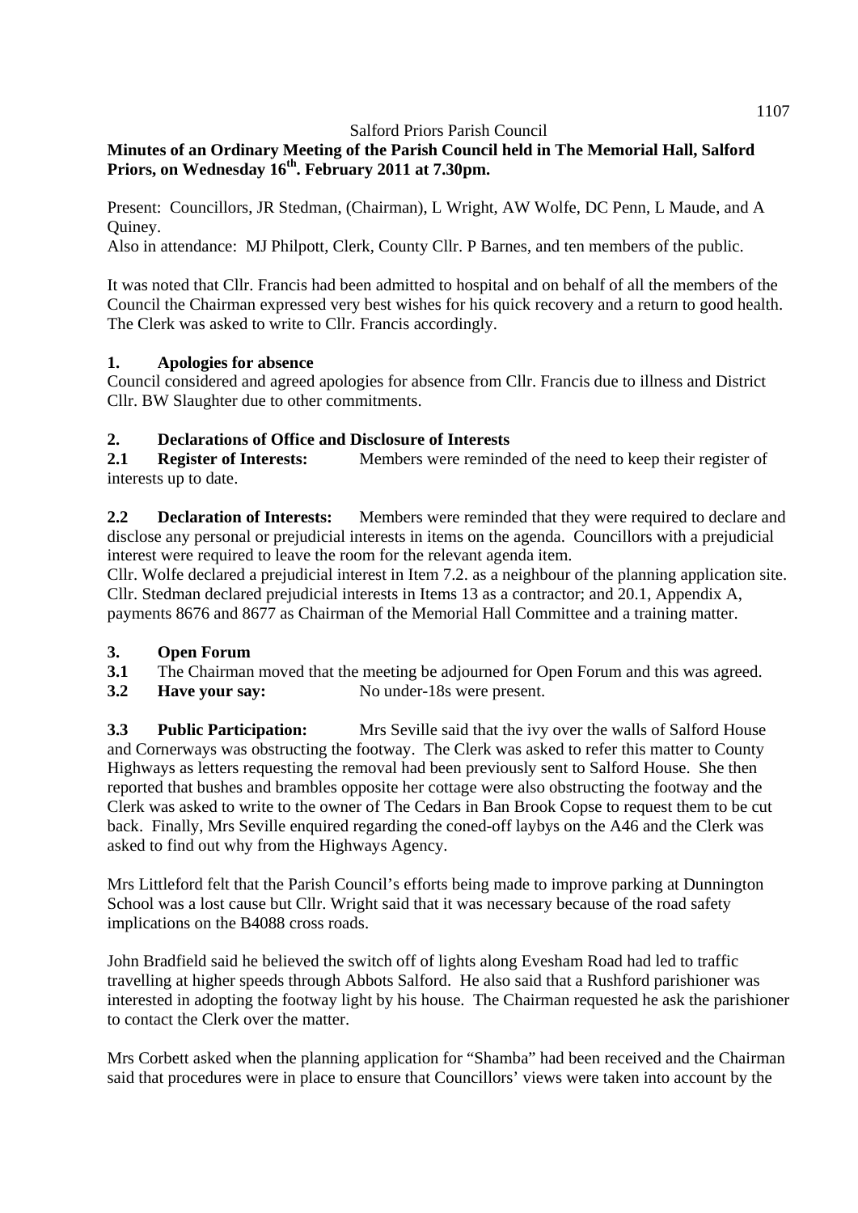Salford Priors Parish Council

**Minutes of an Ordinary Meeting of the Parish Council held in The Memorial Hall, Salford Priors, on Wednesday 16th. February 2011 at 7.30pm.**

Present: Councillors, JR Stedman, (Chairman), L Wright, AW Wolfe, DC Penn, L Maude, and A Quiney.

Also in attendance: MJ Philpott, Clerk, County Cllr. P Barnes, and ten members of the public.

It was noted that Cllr. Francis had been admitted to hospital and on behalf of all the members of the Council the Chairman expressed very best wishes for his quick recovery and a return to good health. The Clerk was asked to write to Cllr. Francis accordingly.

## 1. Apologies for absence

Council considered and agreed apologies for absence from Cllr. Francis due to illness and District Cllr. BW Slaughter due to other commitments.

## 2. Declarations of Office and Disclosure of Interests

**2.1 Register of Interests:** Members were reminded of the need to keep their register of interests up to date.

**2.2 Declaration of Interests:** Members were reminded that they were required to declare and disclose any personal or prejudicial interests in items on the agenda. Councillors with a prejudicial interest were required to leave the room for the relevant agenda item.

Cllr. Wolfe declared a prejudicial interest in Item 7.2. as a neighbour of the planning application site. Cllr. Stedman declared prejudicial interests in Items 13 as a contractor; and 20.1, Appendix A, payments 8676 and 8677 as Chairman of the Memorial Hall Committee and a training matter.

## 3. Open Forum

**3.1** The Chairman moved that the meeting be adjourned for Open Forum and this was agreed.

**3.2 Have your say:** No under-18s were present.

**3.3 Public Participation:** Mrs Seville said that the ivy over the walls of Salford House and Cornerways was obstructing the footway. The Clerk was asked to refer this matter to County Highways as letters requesting the removal had been previously sent to Salford House. She then reported that bushes and brambles opposite her cottage were also obstructing the footway and the Clerk was asked to write to the owner of The Cedars in Ban Brook Copse to request them to be cut back. Finally, Mrs Seville enquired regarding the coned-off laybys on the A46 and the Clerk was asked to find out why from the Highways Agency.

Mrs Littleford felt that the Parish Council's efforts being made to improve parking at Dunnington School was a lost cause but Cllr. Wright said that it was necessary because of the road safety implications on the B4088 cross roads.

John Bradfield said he believed the switch off of lights along Evesham Road had led to traffic travelling at higher speeds through Abbots Salford. He also said that a Rushford parishioner was interested in adopting the footway light by his house. The Chairman requested he ask the parishioner to contact the Clerk over the matter.

Mrs Corbett asked when the planning application for "Shamba" had been received and the Chairman said that procedures were in place to ensure that Councillors' views were taken into account by the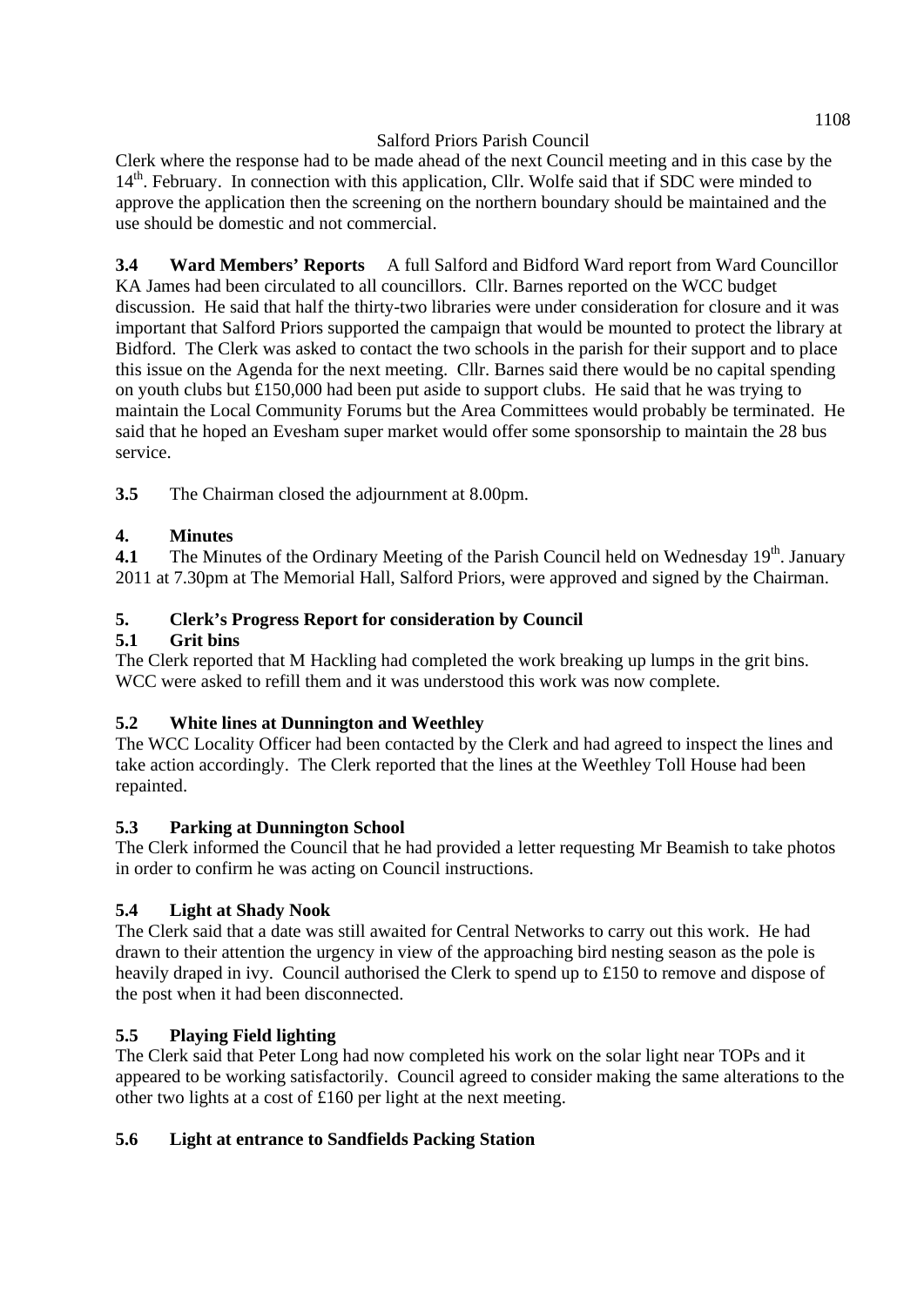Clerk where the response had to be made ahead of the next Council meeting and in this case by the 14th. February. In connection with this application, Cllr. Wolfe said that if SDC were minded to approve the application then the screening on the northern boundary should be maintained and the use should be domestic and not commercial.

**3.4 Ward Members' Reports** A full Salford and Bidford Ward report from Ward Councillor KA James had been circulated to all councillors. Cllr. Barnes reported on the WCC budget discussion. He said that half the thirty-two libraries were under consideration for closure and it was important that Salford Priors supported the campaign that would be mounted to protect the library at Bidford. The Clerk was asked to contact the two schools in the parish for their support and to place this issue on the Agenda for the next meeting. Cllr. Barnes said there would be no capital spending on youth clubs but £150,000 had been put aside to support clubs. He said that he was trying to maintain the Local Community Forums but the Area Committees would probably be terminated. He said that he hoped an Evesham super market would offer some sponsorship to maintain the 28 bus service.

**3.5** The Chairman closed the adjournment at 8.00pm.

## 4. Minutes

**4.1** The Minutes of the Ordinary Meeting of the Parish Council held on Wednesday 19th. January 2011 at 7.30pm at The Memorial Hall, Salford Priors, were approved and signed by the Chairman.

## 5. Clerk's Progress Report for consideration by Council

### 5.1 Grit bins

The Clerk reported that M Hackling had completed the work breaking up lumps in the grit bins. WCC were asked to refill them and it was understood this work was now complete.

### 5.2 White lines at Dunnington and Weethley

The WCC Locality Officer had been contacted by the Clerk and had agreed to inspect the lines and take action accordingly. The Clerk reported that the lines at the Weethley Toll House had been repainted.

### 5.3 Parking at Dunnington School

The Clerk informed the Council that he had provided a letter requesting Mr Beamish to take photos in order to confirm he was acting on Council instructions.

### 5.4 Light at Shady Nook

The Clerk said that a date was still awaited for Central Networks to carry out this work. He had drawn to their attention the urgency in view of the approaching bird nesting season as the pole is heavily draped in ivy. Council authorised the Clerk to spend up to £150 to remove and dispose of the post when it had been disconnected.

### 5.5 Playing Field lighting

The Clerk said that Peter Long had now completed his work on the solar light near TOPs and it appeared to be working satisfactorily. Council agreed to consider making the same alterations to the other two lights at a cost of £160 per light at the next meeting.

### 5.6 Light at entrance to Sandfields Packing Station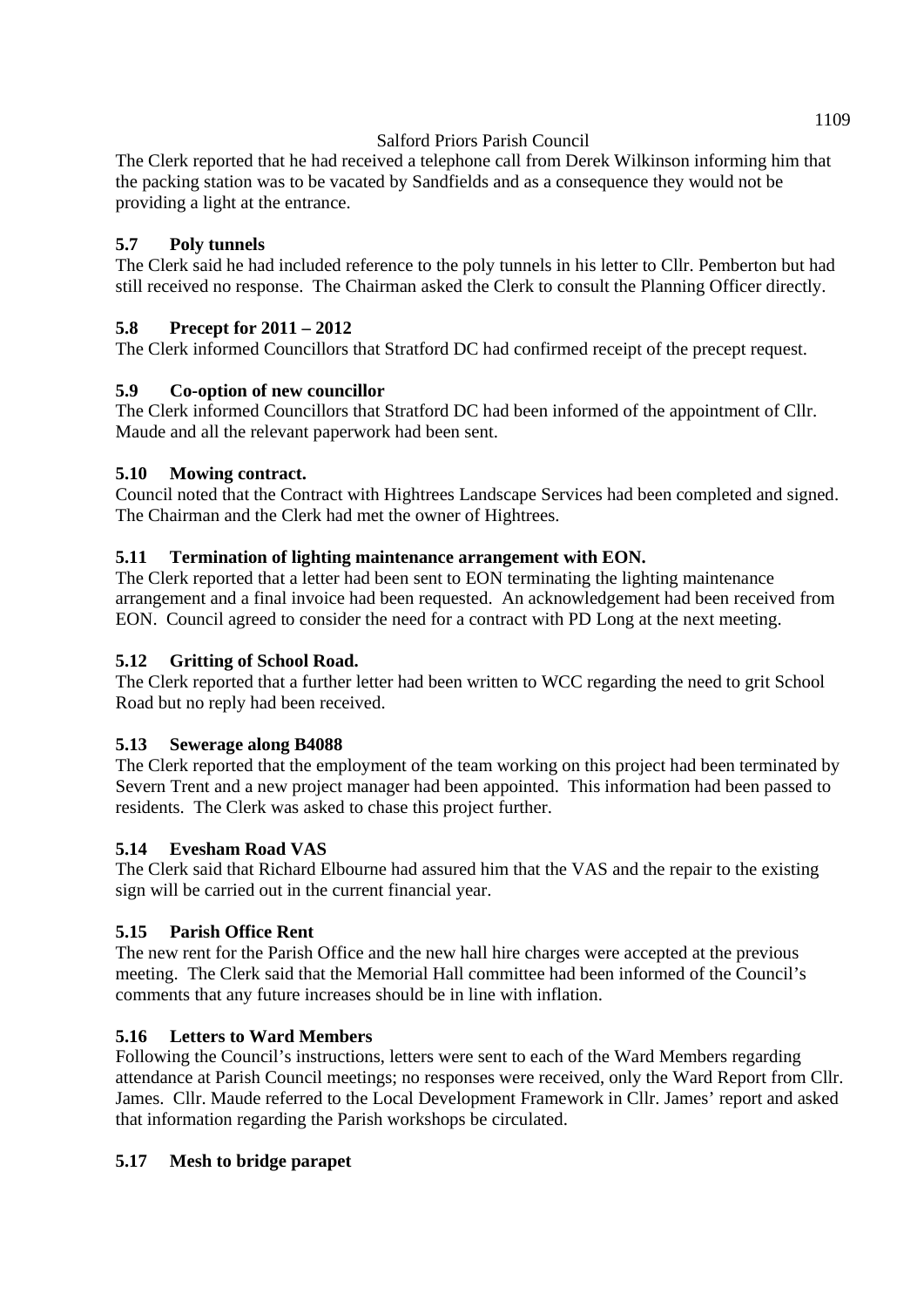The Clerk reported that he had received a telephone call from Derek Wilkinson informing him that the packing station was to be vacated by Sandfields and as a consequence they would not be providing a light at the entrance.

### 5.7 Poly tunnels

The Clerk said he had included reference to the poly tunnels in his letter to Cllr. Pemberton but had still received no response. The Chairman asked the Clerk to consult the Planning Officer directly.

### 5.8 Precept for 2011 – 2012

The Clerk informed Councillors that Stratford DC had confirmed receipt of the precept request.

### 5.9 Co-option of new councillor

The Clerk informed Councillors that Stratford DC had been informed of the appointment of Cllr. Maude and all the relevant paperwork had been sent.

### 5.10 Mowing contract.

Council noted that the Contract with Hightrees Landscape Services had been completed and signed. The Chairman and the Clerk had met the owner of Hightrees.

### 5.11 Termination of lighting maintenance arrangement with EON.

The Clerk reported that a letter had been sent to EON terminating the lighting maintenance arrangement and a final invoice had been requested. An acknowledgement had been received from EON. Council agreed to consider the need for a contract with PD Long at the next meeting.

### 5.12 Gritting of School Road.

The Clerk reported that a further letter had been written to WCC regarding the need to grit School Road but no reply had been received.

### 5.13 Sewerage along B4088

The Clerk reported that the employment of the team working on this project had been terminated by Severn Trent and a new project manager had been appointed. This information had been passed to residents. The Clerk was asked to chase this project further.

### 5.14 Evesham Road VAS

The Clerk said that Richard Elbourne had assured him that the VAS and the repair to the existing sign will be carried out in the current financial year.

### 5.15 Parish Office Rent

The new rent for the Parish Office and the new hall hire charges were accepted at the previous meeting. The Clerk said that the Memorial Hall committee had been informed of the Council's comments that any future increases should be in line with inflation.

### 5.16 Letters to Ward Members

Following the Council's instructions, letters were sent to each of the Ward Members regarding attendance at Parish Council meetings; no responses were received, only the Ward Report from Cllr. James. Cllr. Maude referred to the Local Development Framework in Cllr. James' report and asked that information regarding the Parish workshops be circulated.

### 5.17 Mesh to bridge parapet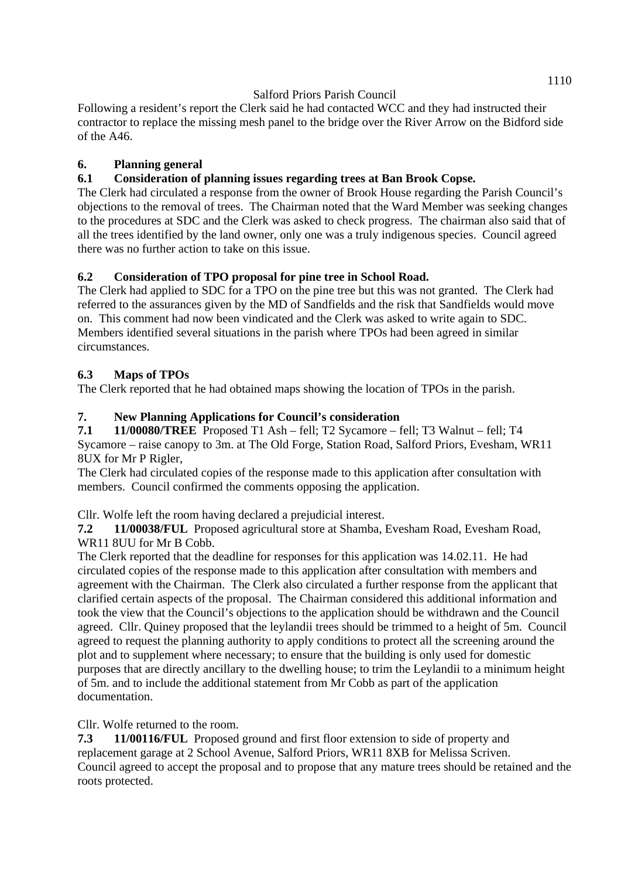Following a resident's report the Clerk said he had contacted WCC and they had instructed their contractor to replace the missing mesh panel to the bridge over the River Arrow on the Bidford side of the A46.

## 6. Planning general

### 6.1 Consideration of planning issues regarding trees at Ban Brook Copse.

The Clerk had circulated a response from the owner of Brook House regarding the Parish Council's objections to the removal of trees. The Chairman noted that the Ward Member was seeking changes to the procedures at SDC and the Clerk was asked to check progress. The chairman also said that of all the trees identified by the land owner, only one was a truly indigenous species. Council agreed there was no further action to take on this issue.

### 6.2 Consideration of TPO proposal for pine tree in School Road.

The Clerk had applied to SDC for a TPO on the pine tree but this was not granted. The Clerk had referred to the assurances given by the MD of Sandfields and the risk that Sandfields would move on. This comment had now been vindicated and the Clerk was asked to write again to SDC. Members identified several situations in the parish where TPOs had been agreed in similar circumstances.

### 6.3 Maps of TPOs

The Clerk reported that he had obtained maps showing the location of TPOs in the parish.

## 7. New Planning Applications for Council's consideration

**7.1 11/00080/TREE** Proposed T1 Ash – fell; T2 Sycamore – fell; T3 Walnut – fell; T4 Sycamore – raise canopy to 3m. at The Old Forge, Station Road, Salford Priors, Evesham, WR11 8UX for Mr P Rigler,

The Clerk had circulated copies of the response made to this application after consultation with members. Council confirmed the comments opposing the application.

Cllr. Wolfe left the room having declared a prejudicial interest.

**7.2 11/00038/FUL** Proposed agricultural store at Shamba, Evesham Road, Evesham Road, WR11 8UU for Mr B Cobb.

The Clerk reported that the deadline for responses for this application was 14.02.11. He had circulated copies of the response made to this application after consultation with members and agreement with the Chairman. The Clerk also circulated a further response from the applicant that clarified certain aspects of the proposal. The Chairman considered this additional information and took the view that the Council's objections to the application should be withdrawn and the Council agreed. Cllr. Quiney proposed that the leylandii trees should be trimmed to a height of 5m. Council agreed to request the planning authority to apply conditions to protect all the screening around the plot and to supplement where necessary; to ensure that the building is only used for domestic purposes that are directly ancillary to the dwelling house; to trim the Leylandii to a minimum height of 5m. and to include the additional statement from Mr Cobb as part of the application documentation.

Cllr. Wolfe returned to the room.

**7.3 11/00116/FUL** Proposed ground and first floor extension to side of property and replacement garage at 2 School Avenue, Salford Priors, WR11 8XB for Melissa Scriven.

Council agreed to accept the proposal and to propose that any mature trees should be retained and the roots protected.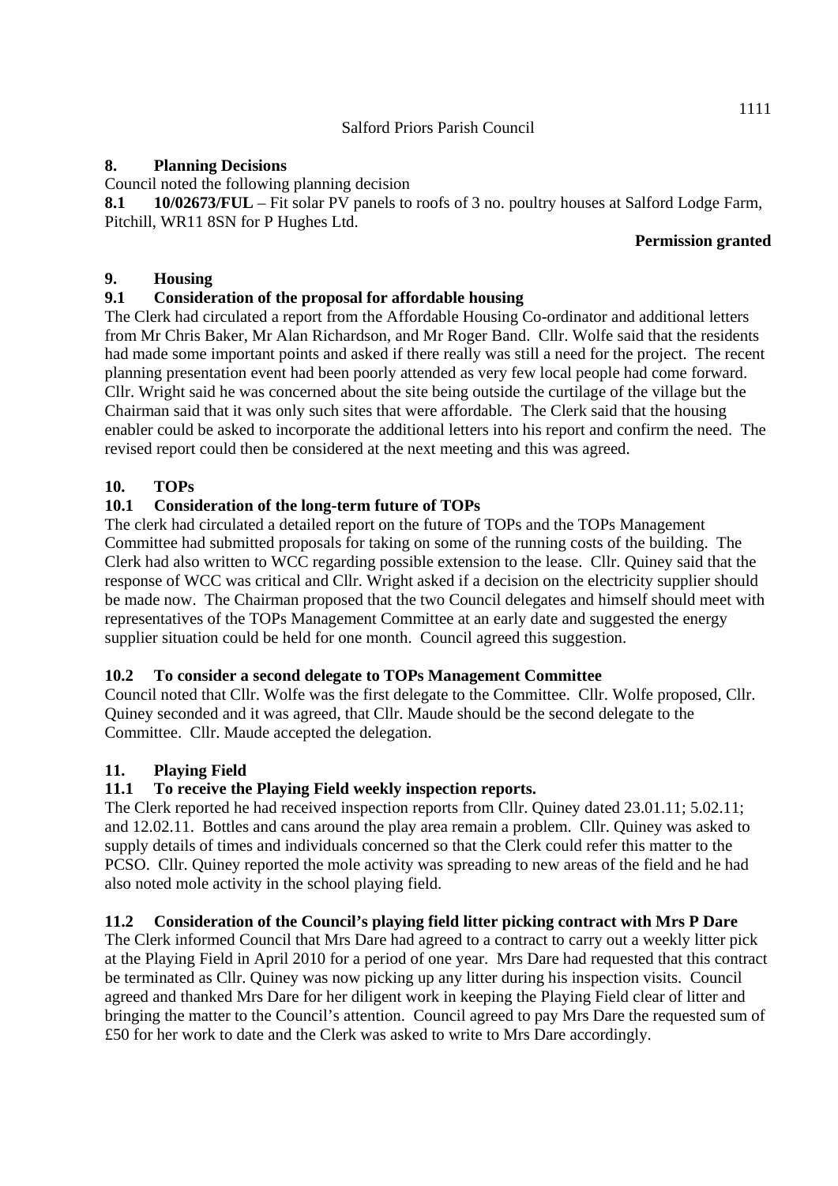## 8. Planning Decisions

Council noted the following planning decision

**8.1 10/02673/FUL** – Fit solar PV panels to roofs of 3 no. poultry houses at Salford Lodge Farm, Pitchill, WR11 8SN for P Hughes Ltd.

**Permission granted**

## 9. Housing

### 9.1 Consideration of the proposal for affordable housing

The Clerk had circulated a report from the Affordable Housing Co-ordinator and additional letters from Mr Chris Baker, Mr Alan Richardson, and Mr Roger Band. Cllr. Wolfe said that the residents had made some important points and asked if there really was still a need for the project. The recent planning presentation event had been poorly attended as very few local people had come forward. Cllr. Wright said he was concerned about the site being outside the curtilage of the village but the Chairman said that it was only such sites that were affordable. The Clerk said that the housing enabler could be asked to incorporate the additional letters into his report and confirm the need. The revised report could then be considered at the next meeting and this was agreed.

## 10. TOPs

### 10.1 Consideration of the long-term future of TOPs

The clerk had circulated a detailed report on the future of TOPs and the TOPs Management Committee had submitted proposals for taking on some of the running costs of the building. The Clerk had also written to WCC regarding possible extension to the lease. Cllr. Quiney said that the response of WCC was critical and Cllr. Wright asked if a decision on the electricity supplier should be made now. The Chairman proposed that the two Council delegates and himself should meet with representatives of the TOPs Management Committee at an early date and suggested the energy supplier situation could be held for one month. Council agreed this suggestion.

### 10.2 To consider a second delegate to TOPs Management Committee

Council noted that Cllr. Wolfe was the first delegate to the Committee. Cllr. Wolfe proposed, Cllr. Quiney seconded and it was agreed, that Cllr. Maude should be the second delegate to the Committee. Cllr. Maude accepted the delegation.

## 11. Playing Field

### 11.1 To receive the Playing Field weekly inspection reports.

The Clerk reported he had received inspection reports from Cllr. Quiney dated 23.01.11; 5.02.11; and 12.02.11. Bottles and cans around the play area remain a problem. Cllr. Quiney was asked to supply details of times and individuals concerned so that the Clerk could refer this matter to the PCSO. Cllr. Quiney reported the mole activity was spreading to new areas of the field and he had also noted mole activity in the school playing field.

### 11.2 Consideration of the Council's playing field litter picking contract with Mrs P Dare

The Clerk informed Council that Mrs Dare had agreed to a contract to carry out a weekly litter pick at the Playing Field in April 2010 for a period of one year. Mrs Dare had requested that this contract be terminated as Cllr. Quiney was now picking up any litter during his inspection visits. Council agreed and thanked Mrs Dare for her diligent work in keeping the Playing Field clear of litter and bringing the matter to the Council's attention. Council agreed to pay Mrs Dare the requested sum of £50 for her work to date and the Clerk was asked to write to Mrs Dare accordingly.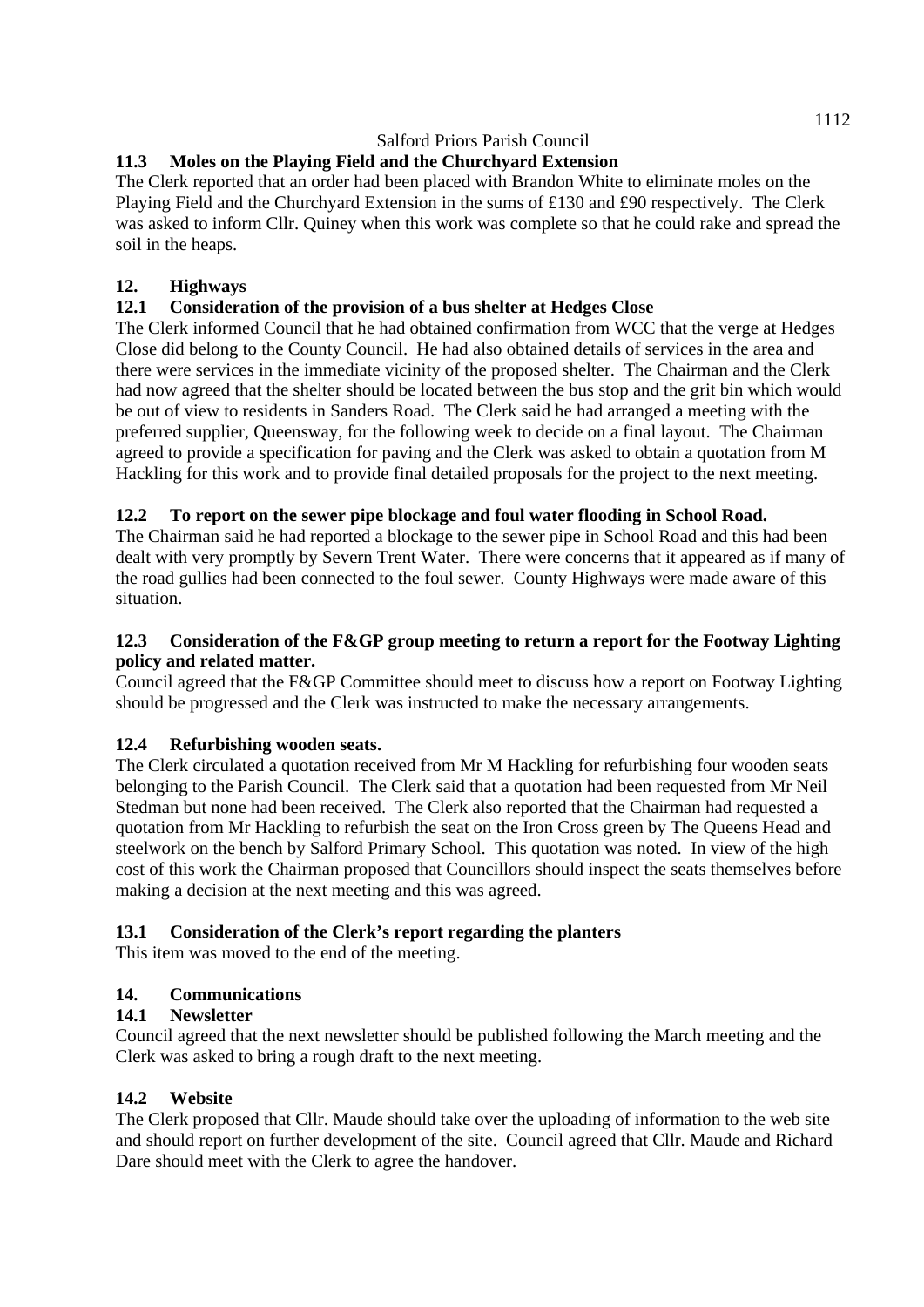### 11.3 Moles on the Playing Field and the Churchyard Extension

The Clerk reported that an order had been placed with Brandon White to eliminate moles on the Playing Field and the Churchyard Extension in the sums of £130 and £90 respectively. The Clerk was asked to inform Cllr. Quiney when this work was complete so that he could rake and spread the soil in the heaps.

## 12. Highways

### 12.1 Consideration of the provision of a bus shelter at Hedges Close

The Clerk informed Council that he had obtained confirmation from WCC that the verge at Hedges Close did belong to the County Council. He had also obtained details of services in the area and there were services in the immediate vicinity of the proposed shelter. The Chairman and the Clerk had now agreed that the shelter should be located between the bus stop and the grit bin which would be out of view to residents in Sanders Road. The Clerk said he had arranged a meeting with the preferred supplier, Queensway, for the following week to decide on a final layout. The Chairman agreed to provide a specification for paving and the Clerk was asked to obtain a quotation from M Hackling for this work and to provide final detailed proposals for the project to the next meeting.

### 12.2 To report on the sewer pipe blockage and foul water flooding in School Road.

The Chairman said he had reported a blockage to the sewer pipe in School Road and this had been dealt with very promptly by Severn Trent Water. There were concerns that it appeared as if many of the road gullies had been connected to the foul sewer. County Highways were made aware of this situation.

### 12.3 Consideration of the F&GP group meeting to return a report for the Footway Lighting policy and related matter.

Council agreed that the F&GP Committee should meet to discuss how a report on Footway Lighting should be progressed and the Clerk was instructed to make the necessary arrangements.

### 12.4 Refurbishing wooden seats.

The Clerk circulated a quotation received from Mr M Hackling for refurbishing four wooden seats belonging to the Parish Council. The Clerk said that a quotation had been requested from Mr Neil Stedman but none had been received. The Clerk also reported that the Chairman had requested a quotation from Mr Hackling to refurbish the seat on the Iron Cross green by The Queens Head and steelwork on the bench by Salford Primary School. This quotation was noted. In view of the high cost of this work the Chairman proposed that Councillors should inspect the seats themselves before making a decision at the next meeting and this was agreed.

### 13.1 Consideration of the Clerk's report regarding the planters

This item was moved to the end of the meeting.

## 14. Communications

### 14.1 Newsletter

Council agreed that the next newsletter should be published following the March meeting and the Clerk was asked to bring a rough draft to the next meeting.

### 14.2 Website

The Clerk proposed that Cllr. Maude should take over the uploading of information to the web site and should report on further development of the site. Council agreed that Cllr. Maude and Richard Dare should meet with the Clerk to agree the handover.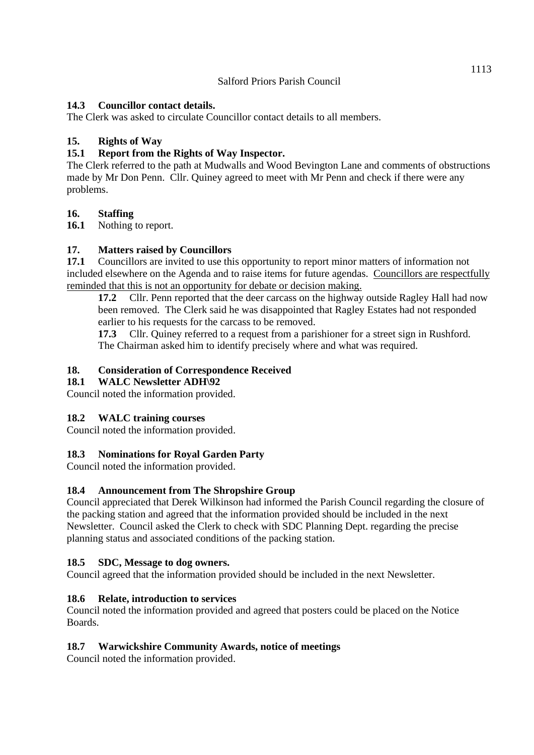**14.3 Councillor contact details.**
The Clerk was asked to circulate Councillor contact details to all members.

**15. Rights of Way**

**15.1 Report from the Rights of Way Inspector.**
The Clerk referred to the path at Mudwalls and Wood Bevington Lane and comments of obstructions made by Mr Don Penn. Cllr. Quiney agreed to meet with Mr Penn and check if there were any problems.

**16. Staffing**

**16.1** Nothing to report.

**17. Matters raised by Councillors**

**17.1** Councillors are invited to use this opportunity to report minor matters of information not included elsewhere on the Agenda and to raise items for future agendas. <u>Councillors are respectfully reminded that this is not an opportunity for debate or decision making.</u>

**17.2** Cllr. Penn reported that the deer carcass on the highway outside Ragley Hall had now been removed. The Clerk said he was disappointed that Ragley Estates had not responded earlier to his requests for the carcass to be removed.

**17.3** Cllr. Quiney referred to a request from a parishioner for a street sign in Rushford. The Chairman asked him to identify precisely where and what was required.

**18. Consideration of Correspondence Received**

**18.1 WALC Newsletter ADH\92**
Council noted the information provided.

**18.2 WALC training courses**
Council noted the information provided.

**18.3 Nominations for Royal Garden Party**
Council noted the information provided.

**18.4 Announcement from The Shropshire Group**
Council appreciated that Derek Wilkinson had informed the Parish Council regarding the closure of the packing station and agreed that the information provided should be included in the next Newsletter. Council asked the Clerk to check with SDC Planning Dept. regarding the precise planning status and associated conditions of the packing station.

**18.5 SDC, Message to dog owners.**
Council agreed that the information provided should be included in the next Newsletter.

**18.6 Relate, introduction to services**
Council noted the information provided and agreed that posters could be placed on the Notice Boards.

**18.7 Warwickshire Community Awards, notice of meetings**
Council noted the information provided.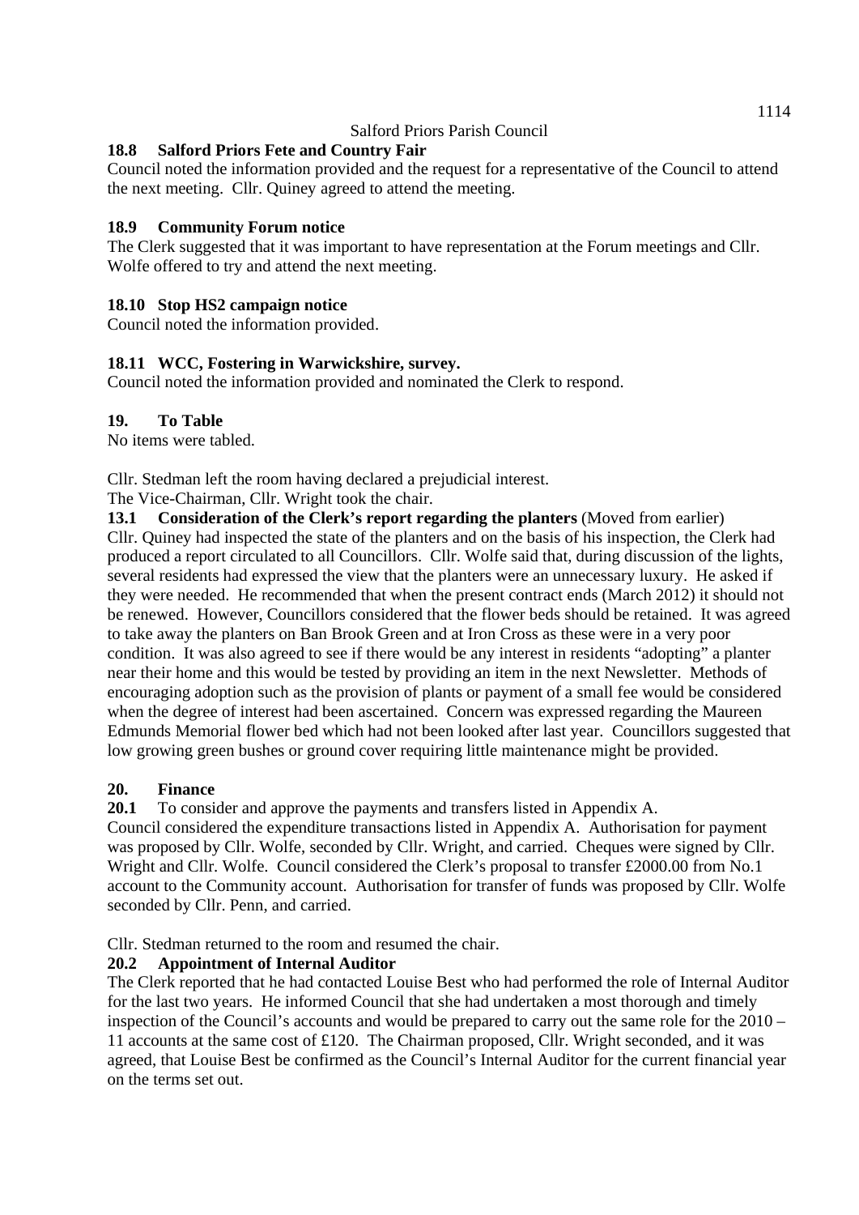Salford Priors Parish Council

**18.8 Salford Priors Fete and Country Fair**

Council noted the information provided and the request for a representative of the Council to attend the next meeting. Cllr. Quiney agreed to attend the meeting.

**18.9 Community Forum notice**

The Clerk suggested that it was important to have representation at the Forum meetings and Cllr. Wolfe offered to try and attend the next meeting.

**18.10 Stop HS2 campaign notice**

Council noted the information provided.

**18.11 WCC, Fostering in Warwickshire, survey.**

Council noted the information provided and nominated the Clerk to respond.

**19. To Table**

No items were tabled.

Cllr. Stedman left the room having declared a prejudicial interest.
The Vice-Chairman, Cllr. Wright took the chair.

**13.1 Consideration of the Clerk's report regarding the planters** (Moved from earlier)

Cllr. Quiney had inspected the state of the planters and on the basis of his inspection, the Clerk had produced a report circulated to all Councillors. Cllr. Wolfe said that, during discussion of the lights, several residents had expressed the view that the planters were an unnecessary luxury. He asked if they were needed. He recommended that when the present contract ends (March 2012) it should not be renewed. However, Councillors considered that the flower beds should be retained. It was agreed to take away the planters on Ban Brook Green and at Iron Cross as these were in a very poor condition. It was also agreed to see if there would be any interest in residents "adopting" a planter near their home and this would be tested by providing an item in the next Newsletter. Methods of encouraging adoption such as the provision of plants or payment of a small fee would be considered when the degree of interest had been ascertained. Concern was expressed regarding the Maureen Edmunds Memorial flower bed which had not been looked after last year. Councillors suggested that low growing green bushes or ground cover requiring little maintenance might be provided.

**20. Finance**

**20.1** To consider and approve the payments and transfers listed in Appendix A.

Council considered the expenditure transactions listed in Appendix A. Authorisation for payment was proposed by Cllr. Wolfe, seconded by Cllr. Wright, and carried. Cheques were signed by Cllr. Wright and Cllr. Wolfe. Council considered the Clerk's proposal to transfer £2000.00 from No.1 account to the Community account. Authorisation for transfer of funds was proposed by Cllr. Wolfe seconded by Cllr. Penn, and carried.

Cllr. Stedman returned to the room and resumed the chair.

**20.2 Appointment of Internal Auditor**

The Clerk reported that he had contacted Louise Best who had performed the role of Internal Auditor for the last two years. He informed Council that she had undertaken a most thorough and timely inspection of the Council's accounts and would be prepared to carry out the same role for the 2010 – 11 accounts at the same cost of £120. The Chairman proposed, Cllr. Wright seconded, and it was agreed, that Louise Best be confirmed as the Council's Internal Auditor for the current financial year on the terms set out.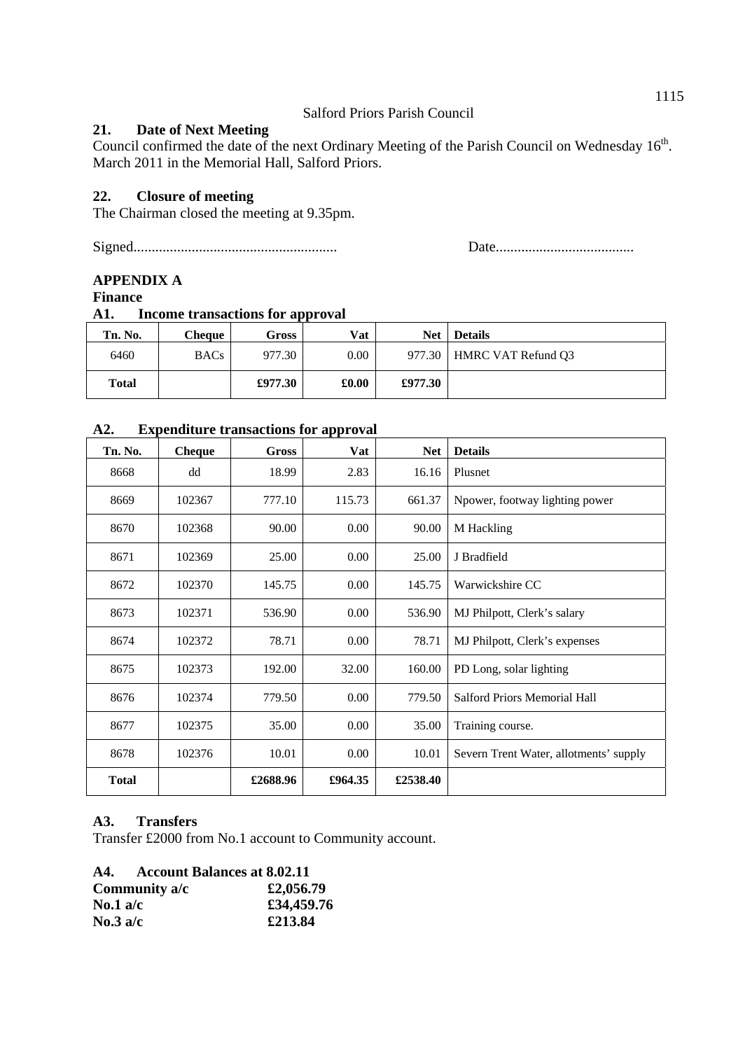Salford Priors Parish Council

## 21. Date of Next Meeting

Council confirmed the date of the next Ordinary Meeting of the Parish Council on Wednesday 16th. March 2011 in the Memorial Hall, Salford Priors.

## 22. Closure of meeting

The Chairman closed the meeting at 9.35pm.

Signed....................................................... Date......................................

## APPENDIX A

### Finance

### A1. Income transactions for approval

| Tn. No. | Cheque | Gross | Vat | Net | Details |
|---|---|---|---|---|---|
| 6460 | BACs | 977.30 | 0.00 | 977.30 | HMRC VAT Refund Q3 |
| **Total** | | **£977.30** | **£0.00** | **£977.30** | |

### A2. Expenditure transactions for approval

| Tn. No. | Cheque | Gross | Vat | Net | Details |
|---|---|---|---|---|---|
| 8668 | dd | 18.99 | 2.83 | 16.16 | Plusnet |
| 8669 | 102367 | 777.10 | 115.73 | 661.37 | Npower, footway lighting power |
| 8670 | 102368 | 90.00 | 0.00 | 90.00 | M Hackling |
| 8671 | 102369 | 25.00 | 0.00 | 25.00 | J Bradfield |
| 8672 | 102370 | 145.75 | 0.00 | 145.75 | Warwickshire CC |
| 8673 | 102371 | 536.90 | 0.00 | 536.90 | MJ Philpott, Clerk's salary |
| 8674 | 102372 | 78.71 | 0.00 | 78.71 | MJ Philpott, Clerk's expenses |
| 8675 | 102373 | 192.00 | 32.00 | 160.00 | PD Long, solar lighting |
| 8676 | 102374 | 779.50 | 0.00 | 779.50 | Salford Priors Memorial Hall |
| 8677 | 102375 | 35.00 | 0.00 | 35.00 | Training course. |
| 8678 | 102376 | 10.01 | 0.00 | 10.01 | Severn Trent Water, allotments' supply |
| **Total** | | **£2688.96** | **£964.35** | **£2538.40** | |

### A3. Transfers

Transfer £2000 from No.1 account to Community account.

### A4. Account Balances at 8.02.11

| | |
|---|---|
| **Community a/c** | **£2,056.79** |
| **No.1 a/c** | **£34,459.76** |
| **No.3 a/c** | **£213.84** |